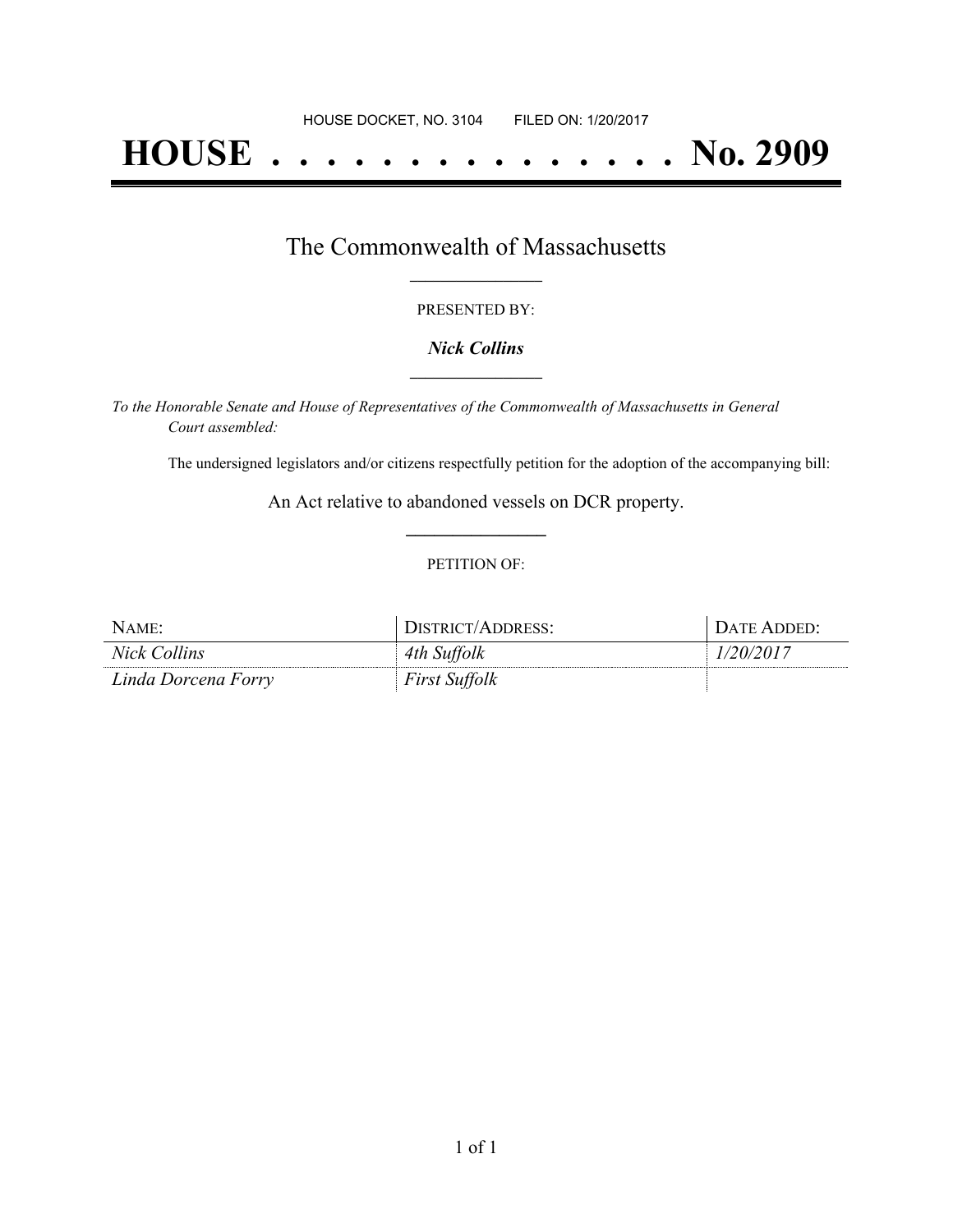HOUSE DOCKET, NO. 3104        FILED ON: 1/20/2017

# HOUSE . . . . . . . . . . . . . . . No. 2909

## The Commonwealth of Massachusetts

PRESENTED BY:

***Nick Collins***

*To the Honorable Senate and House of Representatives of the Commonwealth of Massachusetts in General Court assembled:*

The undersigned legislators and/or citizens respectfully petition for the adoption of the accompanying bill:

An Act relative to abandoned vessels on DCR property.

PETITION OF:

| NAME: | DISTRICT/ADDRESS: | DATE ADDED: |
|---|---|---|
| *Nick Collins* | *4th Suffolk* | *1/20/2017* |
| *Linda Dorcena Forry* | *First Suffolk* | |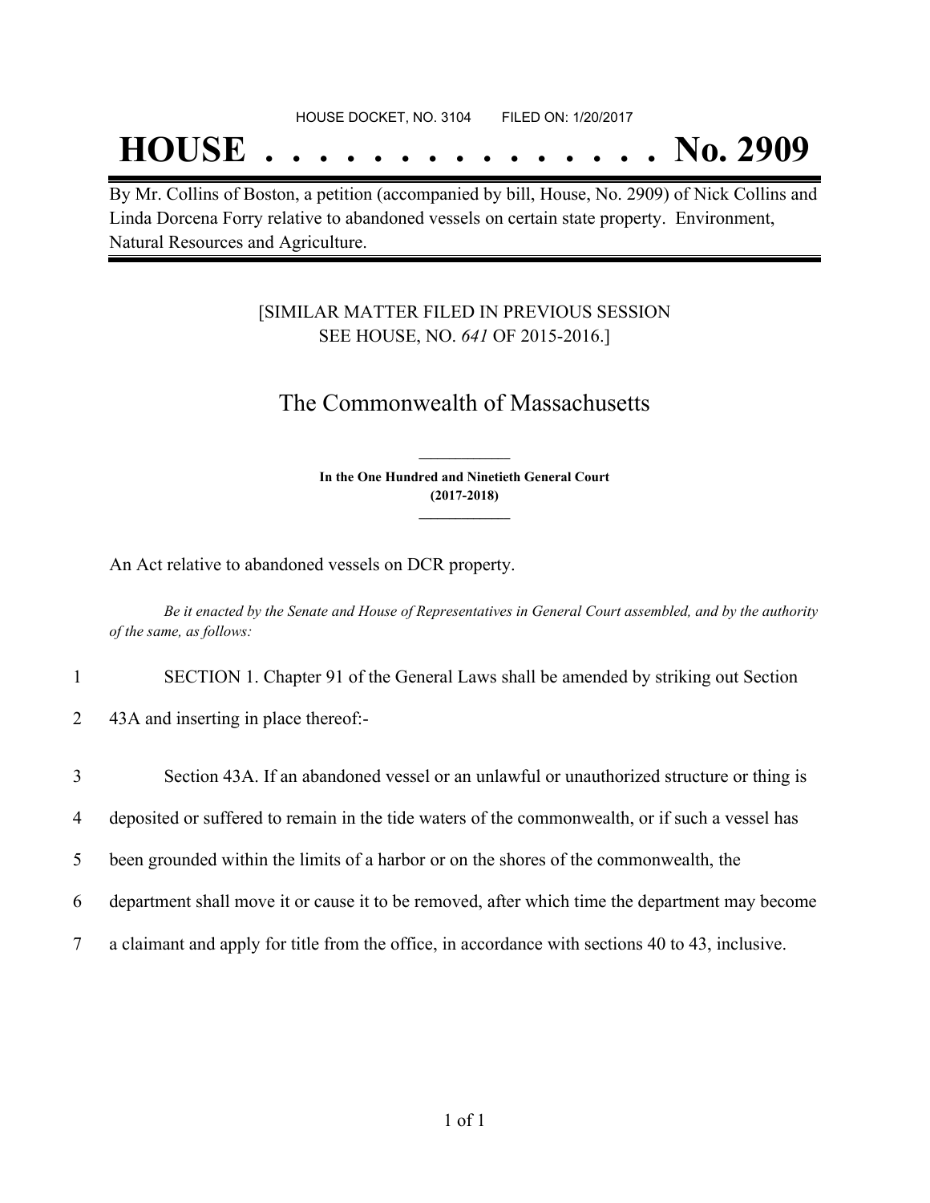HOUSE DOCKET, NO. 3104 FILED ON: 1/20/2017

# HOUSE . . . . . . . . . . . . . . . No. 2909

By Mr. Collins of Boston, a petition (accompanied by bill, House, No. 2909) of Nick Collins and Linda Dorcena Forry relative to abandoned vessels on certain state property. Environment, Natural Resources and Agriculture.

[SIMILAR MATTER FILED IN PREVIOUS SESSION SEE HOUSE, NO. *641* OF 2015-2016.]

## The Commonwealth of Massachusetts

**In the One Hundred and Ninetieth General Court (2017-2018)**

An Act relative to abandoned vessels on DCR property.

*Be it enacted by the Senate and House of Representatives in General Court assembled, and by the authority of the same, as follows:*

1 SECTION 1. Chapter 91 of the General Laws shall be amended by striking out Section
2 43A and inserting in place thereof:-

3 Section 43A. If an abandoned vessel or an unlawful or unauthorized structure or thing is
4 deposited or suffered to remain in the tide waters of the commonwealth, or if such a vessel has
5 been grounded within the limits of a harbor or on the shores of the commonwealth, the
6 department shall move it or cause it to be removed, after which time the department may become
7 a claimant and apply for title from the office, in accordance with sections 40 to 43, inclusive.